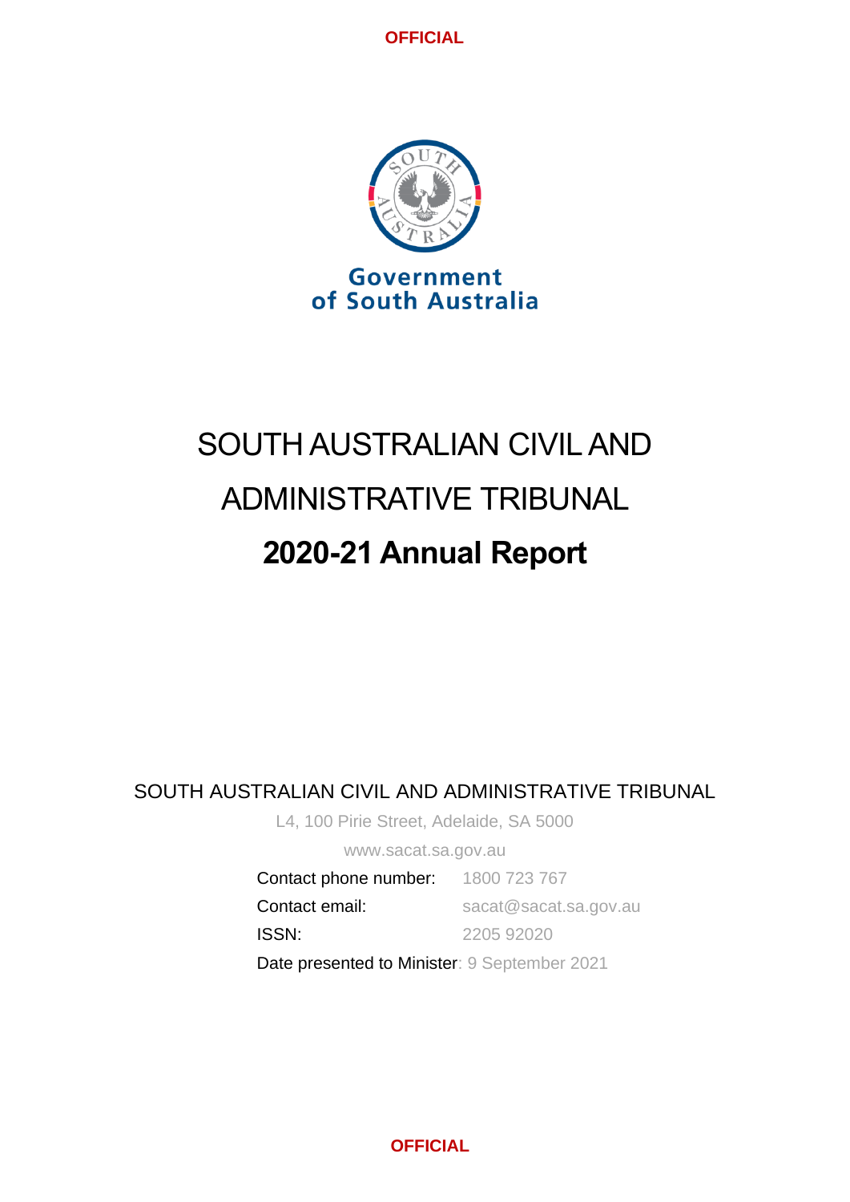OFFICIAL

Government of South Australia

# SOUTH AUSTRALIAN CIVIL AND ADMINISTRATIVE TRIBUNAL

# 2020-21 Annual Report

SOUTH AUSTRALIAN CIVIL AND ADMINISTRATIVE TRIBUNAL

L4, 100 Pirie Street, Adelaide, SA 5000

www.sacat.sa.gov.au

| | |
|---|---|
| Contact phone number: | 1800 723 767 |
| Contact email: | sacat@sacat.sa.gov.au |
| ISSN: | 2205 92020 |

Date presented to Minister: 9 September 2021

OFFICIAL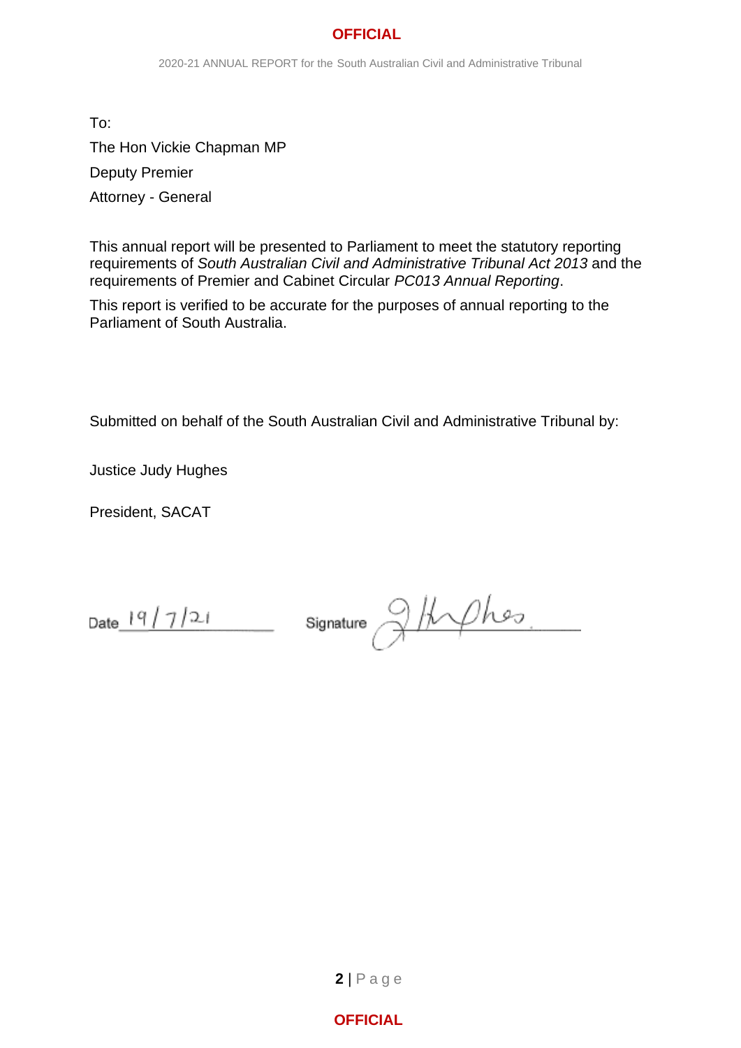To:

The Hon Vickie Chapman MP

Deputy Premier

Attorney - General

This annual report will be presented to Parliament to meet the statutory reporting requirements of *South Australian Civil and Administrative Tribunal Act 2013* and the requirements of Premier and Cabinet Circular *PC013 Annual Reporting*.

This report is verified to be accurate for the purposes of annual reporting to the Parliament of South Australia.

Submitted on behalf of the South Australian Civil and Administrative Tribunal by:

Justice Judy Hughes

President, SACAT

Date 19/7/21 Signature J Hughes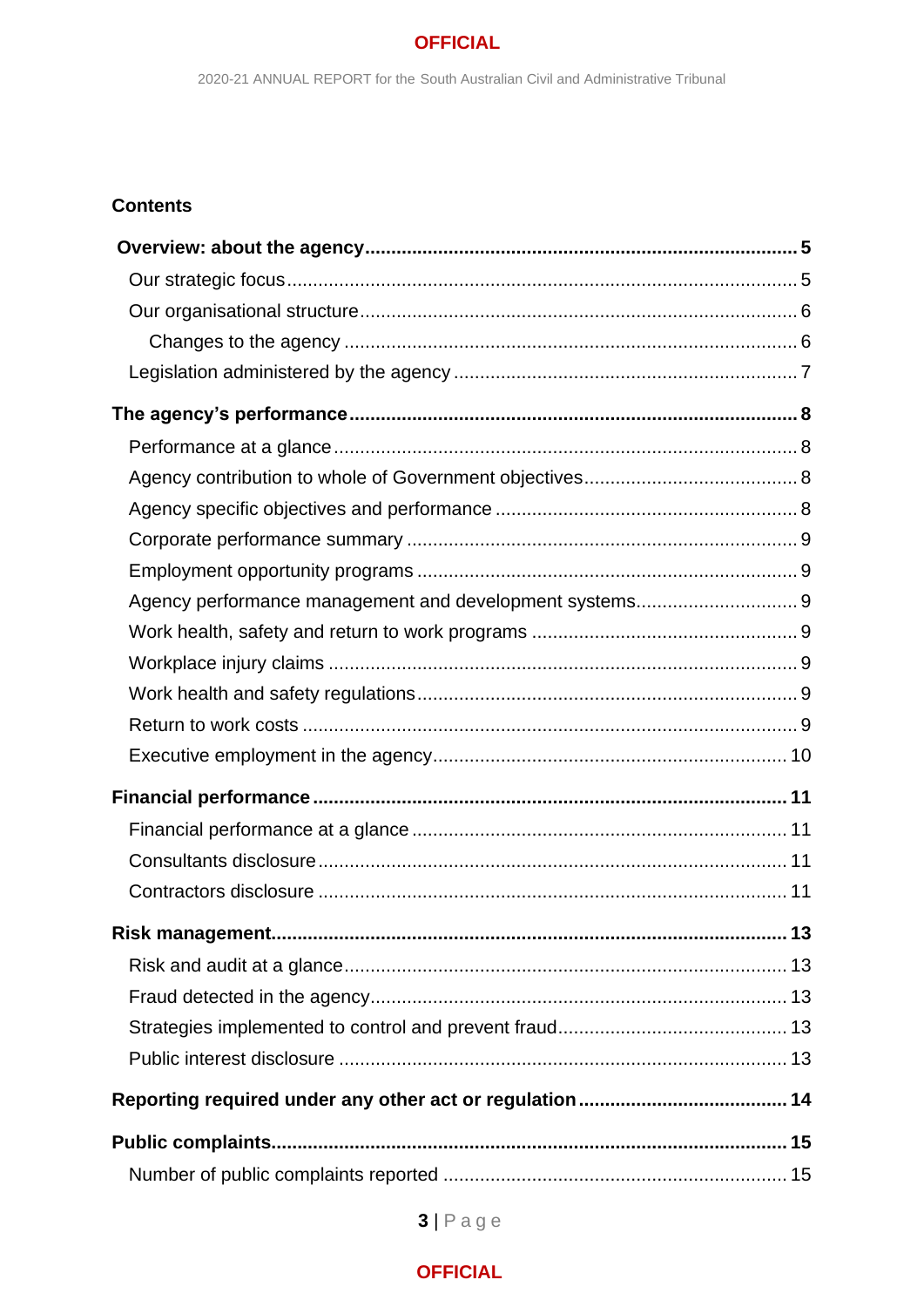## Contents

**Overview: about the agency** ..... **5**

- Our strategic focus ..... 5
- Our organisational structure ..... 6
  - Changes to the agency ..... 6
- Legislation administered by the agency ..... 7

**The agency's performance** ..... **8**

- Performance at a glance ..... 8
- Agency contribution to whole of Government objectives ..... 8
- Agency specific objectives and performance ..... 8
- Corporate performance summary ..... 9
- Employment opportunity programs ..... 9
- Agency performance management and development systems ..... 9
- Work health, safety and return to work programs ..... 9
- Workplace injury claims ..... 9
- Work health and safety regulations ..... 9
- Return to work costs ..... 9
- Executive employment in the agency ..... 10

**Financial performance** ..... **11**

- Financial performance at a glance ..... 11
- Consultants disclosure ..... 11
- Contractors disclosure ..... 11

**Risk management** ..... **13**

- Risk and audit at a glance ..... 13
- Fraud detected in the agency ..... 13
- Strategies implemented to control and prevent fraud ..... 13
- Public interest disclosure ..... 13

**Reporting required under any other act or regulation** ..... **14**

**Public complaints** ..... **15**

- Number of public complaints reported ..... 15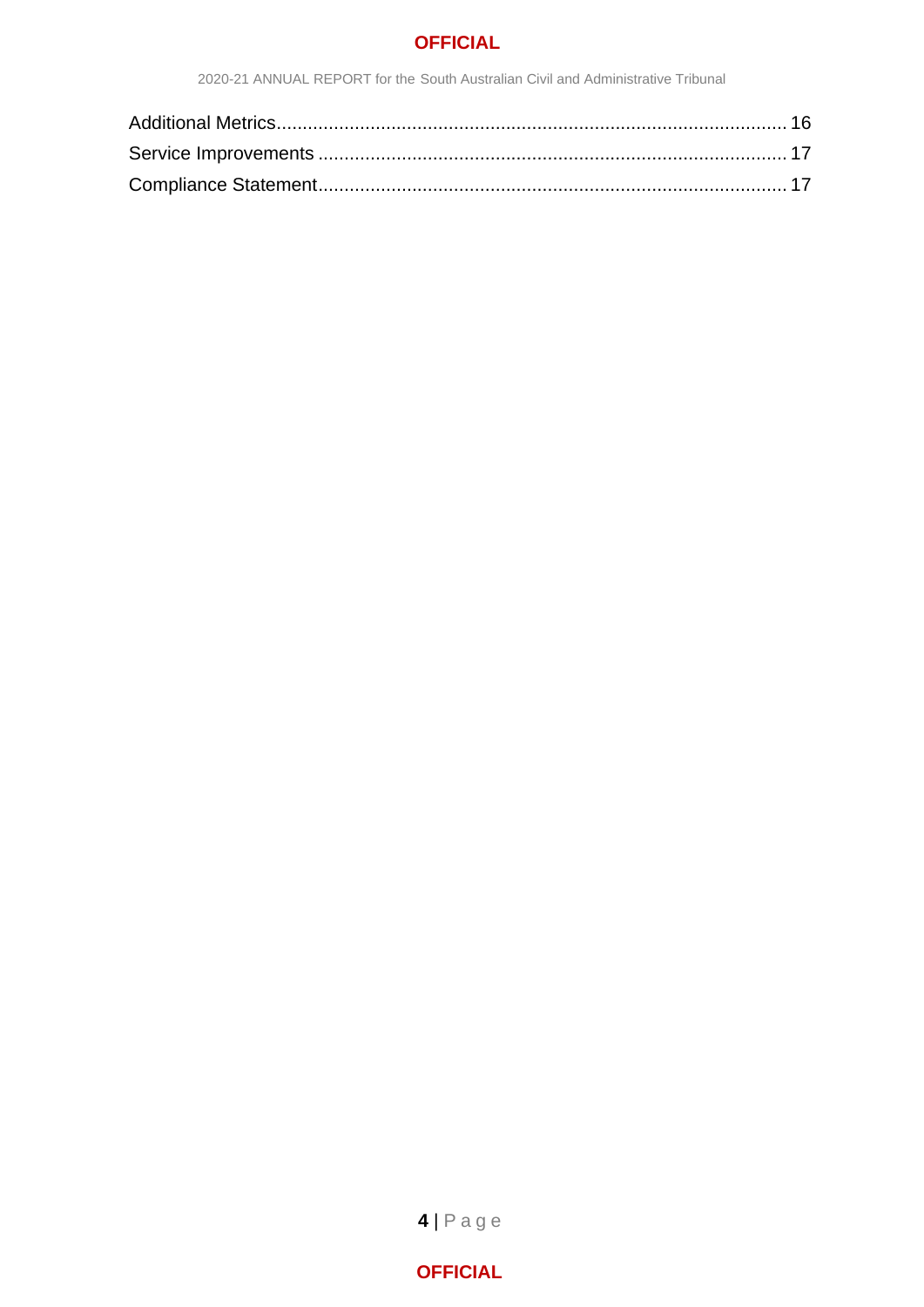Additional Metrics ... 16
Service Improvements ... 17
Compliance Statement ... 17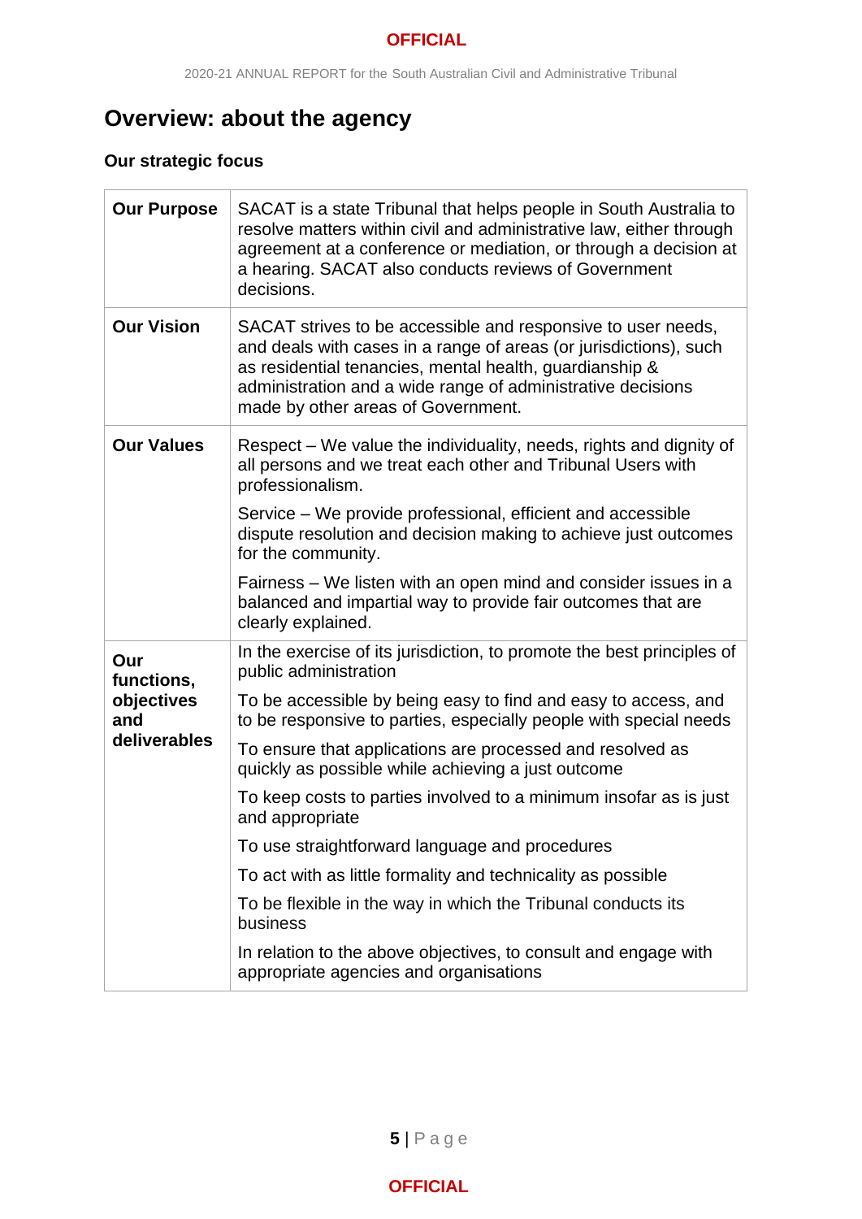# Overview: about the agency

## Our strategic focus

| | |
|---|---|
| **Our Purpose** | SACAT is a state Tribunal that helps people in South Australia to resolve matters within civil and administrative law, either through agreement at a conference or mediation, or through a decision at a hearing. SACAT also conducts reviews of Government decisions. |
| **Our Vision** | SACAT strives to be accessible and responsive to user needs, and deals with cases in a range of areas (or jurisdictions), such as residential tenancies, mental health, guardianship & administration and a wide range of administrative decisions made by other areas of Government. |
| **Our Values** | Respect – We value the individuality, needs, rights and dignity of all persons and we treat each other and Tribunal Users with professionalism.<br><br>Service – We provide professional, efficient and accessible dispute resolution and decision making to achieve just outcomes for the community.<br><br>Fairness – We listen with an open mind and consider issues in a balanced and impartial way to provide fair outcomes that are clearly explained. |
| **Our functions, objectives and deliverables** | In the exercise of its jurisdiction, to promote the best principles of public administration<br><br>To be accessible by being easy to find and easy to access, and to be responsive to parties, especially people with special needs<br><br>To ensure that applications are processed and resolved as quickly as possible while achieving a just outcome<br><br>To keep costs to parties involved to a minimum insofar as is just and appropriate<br><br>To use straightforward language and procedures<br><br>To act with as little formality and technicality as possible<br><br>To be flexible in the way in which the Tribunal conducts its business<br><br>In relation to the above objectives, to consult and engage with appropriate agencies and organisations |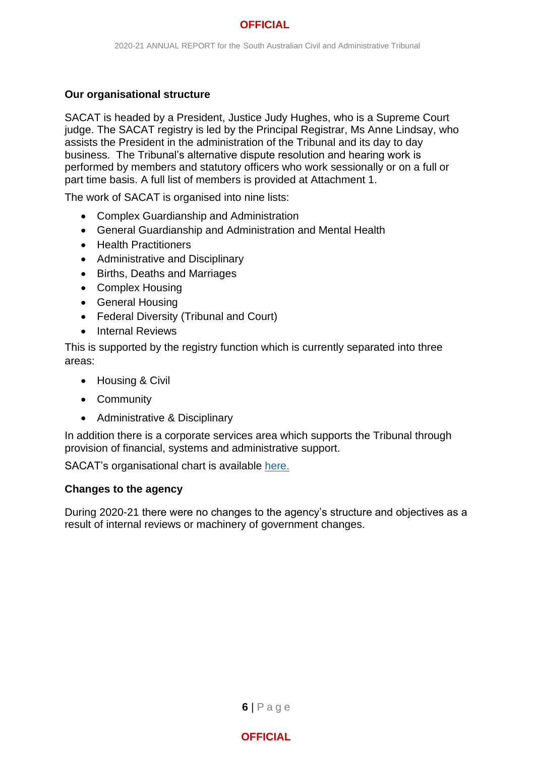## Our organisational structure

SACAT is headed by a President, Justice Judy Hughes, who is a Supreme Court judge. The SACAT registry is led by the Principal Registrar, Ms Anne Lindsay, who assists the President in the administration of the Tribunal and its day to day business. The Tribunal's alternative dispute resolution and hearing work is performed by members and statutory officers who work sessionally or on a full or part time basis. A full list of members is provided at Attachment 1.

The work of SACAT is organised into nine lists:

- Complex Guardianship and Administration
- General Guardianship and Administration and Mental Health
- Health Practitioners
- Administrative and Disciplinary
- Births, Deaths and Marriages
- Complex Housing
- General Housing
- Federal Diversity (Tribunal and Court)
- Internal Reviews

This is supported by the registry function which is currently separated into three areas:

- Housing & Civil
- Community
- Administrative & Disciplinary

In addition there is a corporate services area which supports the Tribunal through provision of financial, systems and administrative support.

SACAT's organisational chart is available here.

## Changes to the agency

During 2020-21 there were no changes to the agency's structure and objectives as a result of internal reviews or machinery of government changes.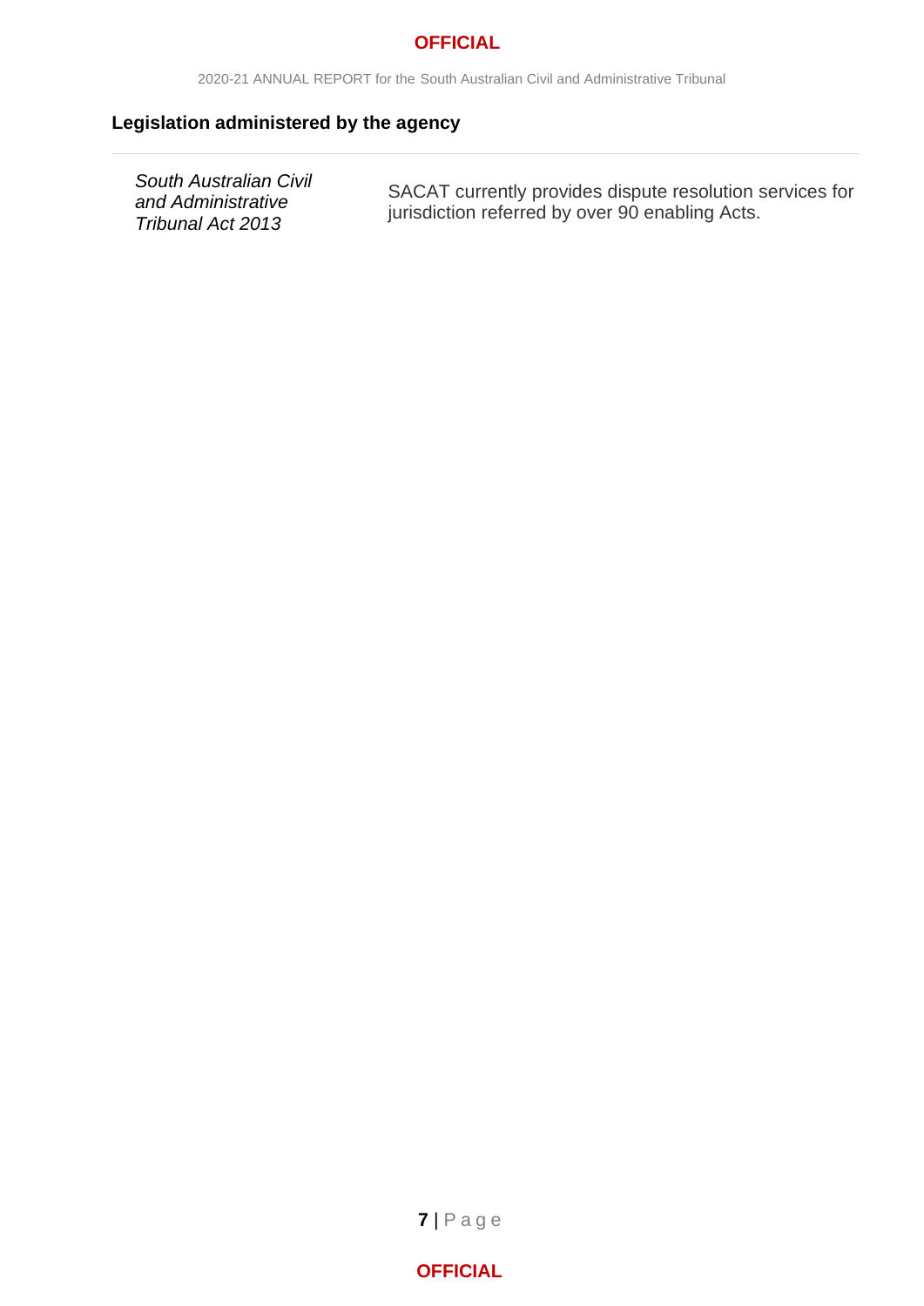### Legislation administered by the agency

| | |
|---|---|
| *South Australian Civil and Administrative Tribunal Act 2013* | SACAT currently provides dispute resolution services for jurisdiction referred by over 90 enabling Acts. |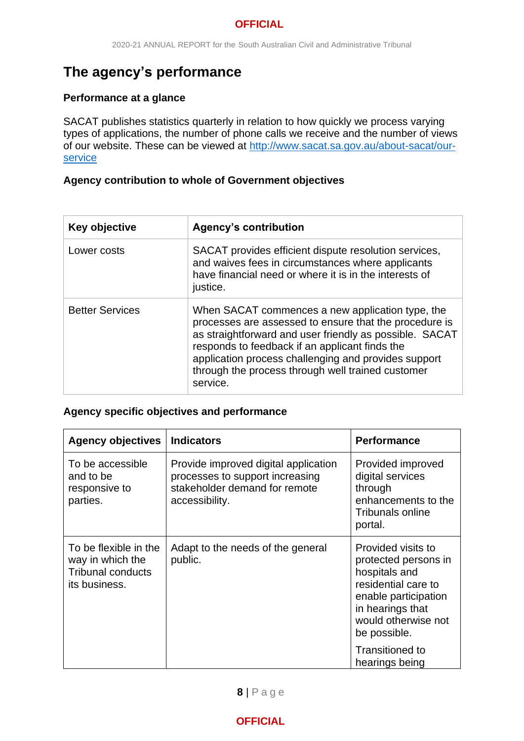# The agency's performance

### Performance at a glance

SACAT publishes statistics quarterly in relation to how quickly we process varying types of applications, the number of phone calls we receive and the number of views of our website. These can be viewed at [http://www.sacat.sa.gov.au/about-sacat/our-service](http://www.sacat.sa.gov.au/about-sacat/our-service)

### Agency contribution to whole of Government objectives

| Key objective | Agency's contribution |
|---|---|
| Lower costs | SACAT provides efficient dispute resolution services, and waives fees in circumstances where applicants have financial need or where it is in the interests of justice. |
| Better Services | When SACAT commences a new application type, the processes are assessed to ensure that the procedure is as straightforward and user friendly as possible. SACAT responds to feedback if an applicant finds the application process challenging and provides support through the process through well trained customer service. |

### Agency specific objectives and performance

| Agency objectives | Indicators | Performance |
|---|---|---|
| To be accessible and to be responsive to parties. | Provide improved digital application processes to support increasing stakeholder demand for remote accessibility. | Provided improved digital services through enhancements to the Tribunals online portal. |
| To be flexible in the way in which the Tribunal conducts its business. | Adapt to the needs of the general public. | Provided visits to protected persons in hospitals and residential care to enable participation in hearings that would otherwise not be possible.<br><br>Transitioned to hearings being |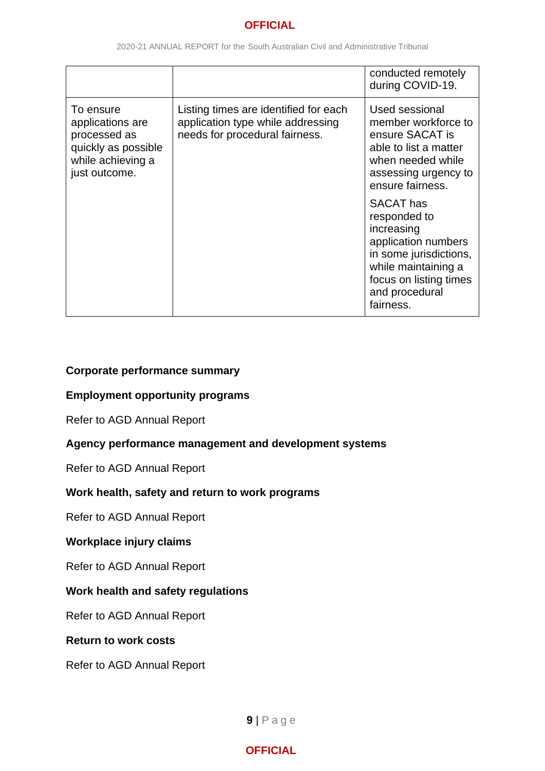| | | |
|---|---|---|
| | | conducted remotely during COVID-19. |
| To ensure applications are processed as quickly as possible while achieving a just outcome. | Listing times are identified for each application type while addressing needs for procedural fairness. | Used sessional member workforce to ensure SACAT is able to list a matter when needed while assessing urgency to ensure fairness.<br><br>SACAT has responded to increasing application numbers in some jurisdictions, while maintaining a focus on listing times and procedural fairness. |

**Corporate performance summary**

**Employment opportunity programs**

Refer to AGD Annual Report

**Agency performance management and development systems**

Refer to AGD Annual Report

**Work health, safety and return to work programs**

Refer to AGD Annual Report

**Workplace injury claims**

Refer to AGD Annual Report

**Work health and safety regulations**

Refer to AGD Annual Report

**Return to work costs**

Refer to AGD Annual Report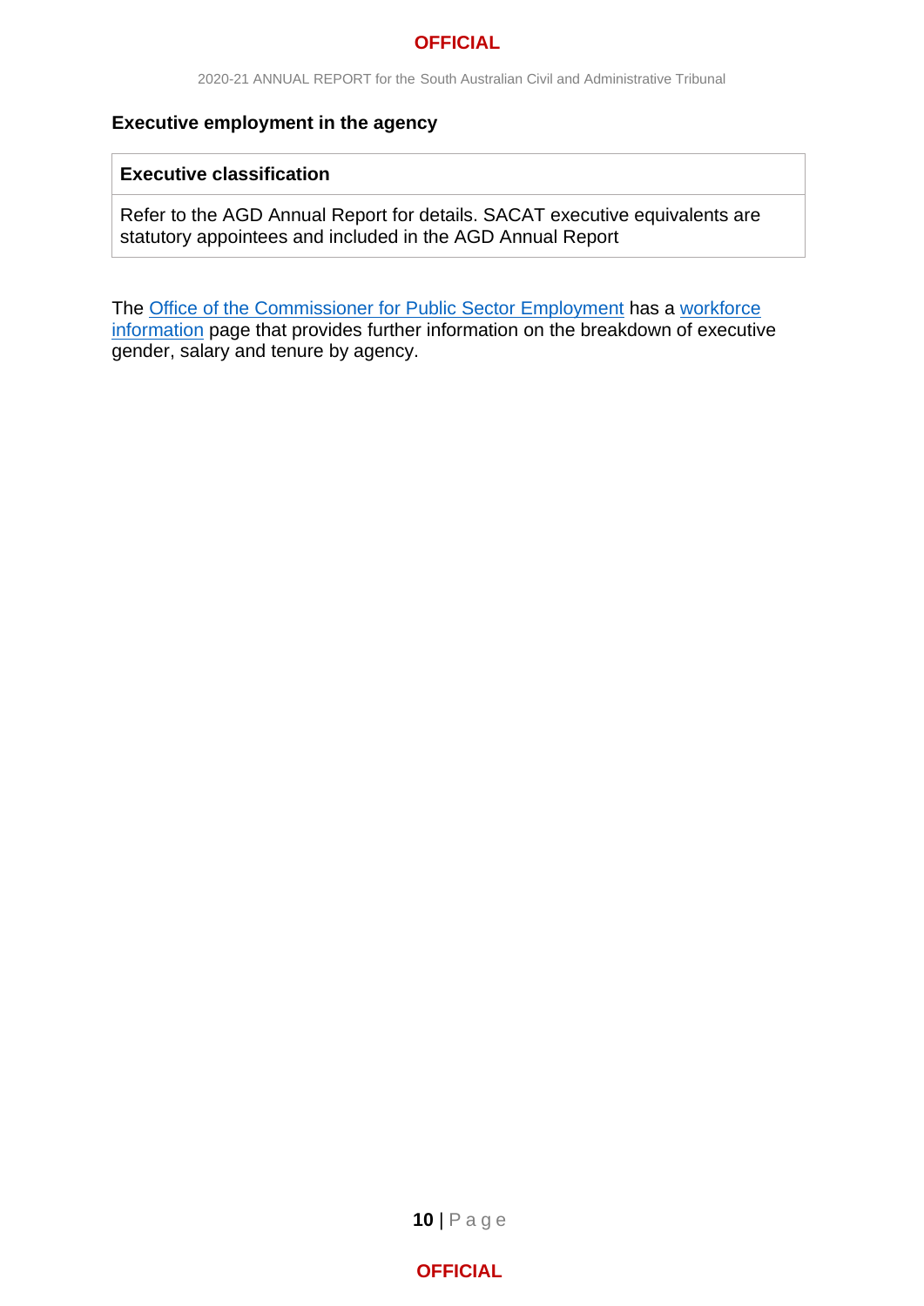### Executive employment in the agency

| Executive classification |
| --- |
| Refer to the AGD Annual Report for details. SACAT executive equivalents are statutory appointees and included in the AGD Annual Report |

The Office of the Commissioner for Public Sector Employment has a workforce information page that provides further information on the breakdown of executive gender, salary and tenure by agency.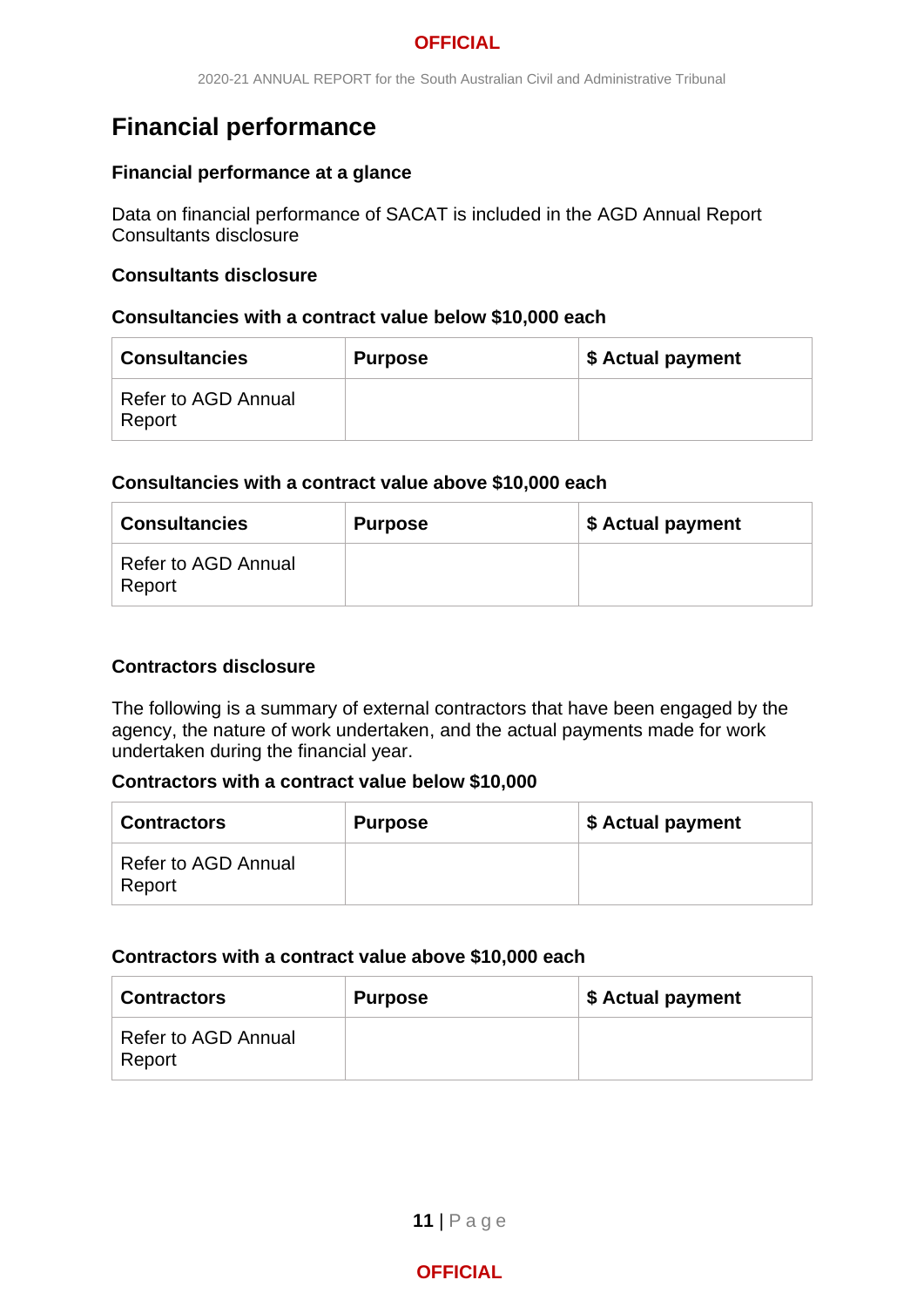# Financial performance

### Financial performance at a glance

Data on financial performance of SACAT is included in the AGD Annual Report Consultants disclosure

### Consultants disclosure

#### Consultancies with a contract value below $10,000 each

| Consultancies | Purpose | $ Actual payment |
| --- | --- | --- |
| Refer to AGD Annual Report | | |

#### Consultancies with a contract value above $10,000 each

| Consultancies | Purpose | $ Actual payment |
| --- | --- | --- |
| Refer to AGD Annual Report | | |

### Contractors disclosure

The following is a summary of external contractors that have been engaged by the agency, the nature of work undertaken, and the actual payments made for work undertaken during the financial year.

#### Contractors with a contract value below $10,000

| Contractors | Purpose | $ Actual payment |
| --- | --- | --- |
| Refer to AGD Annual Report | | |

#### Contractors with a contract value above $10,000 each

| Contractors | Purpose | $ Actual payment |
| --- | --- | --- |
| Refer to AGD Annual Report | | |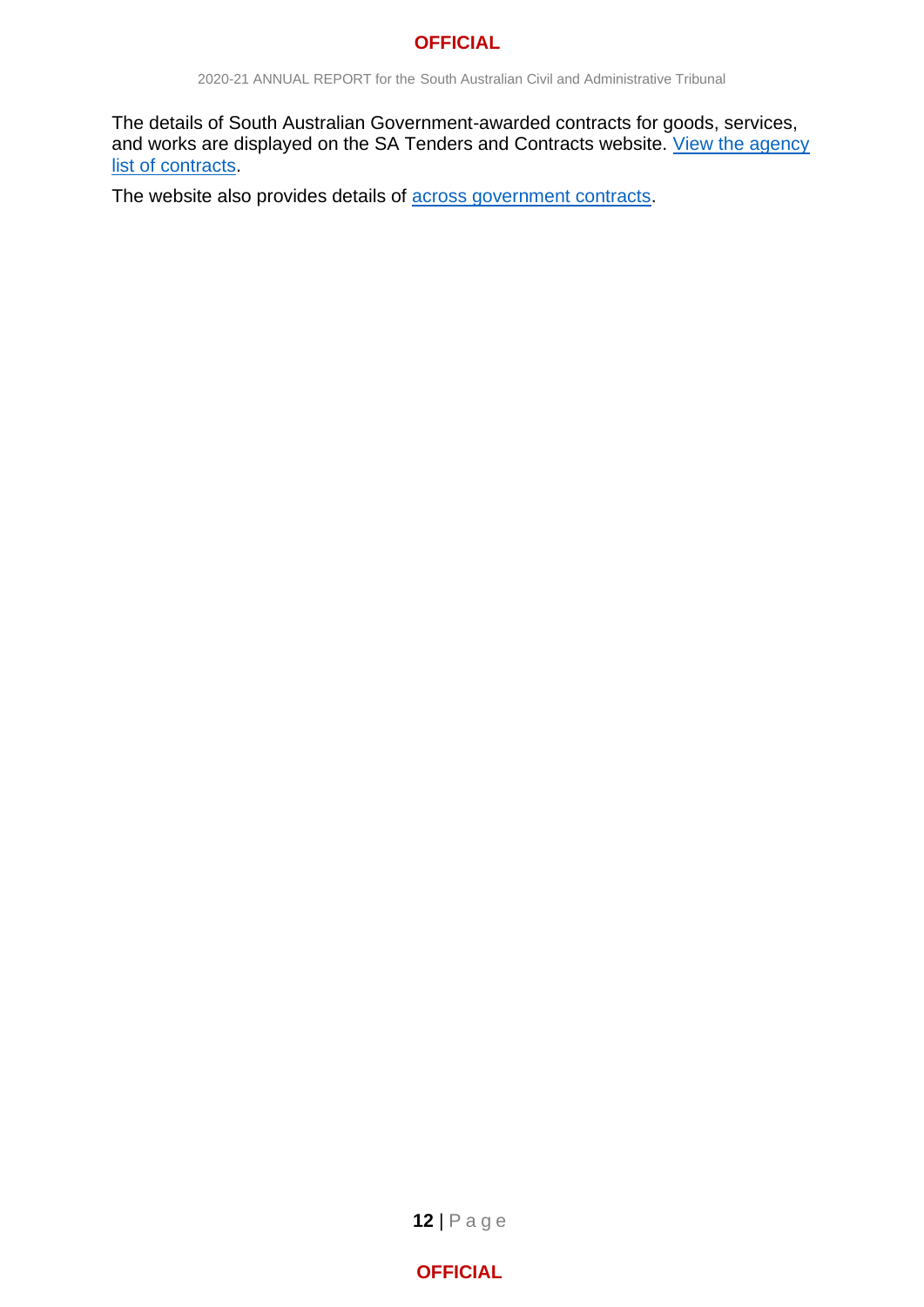The details of South Australian Government-awarded contracts for goods, services, and works are displayed on the SA Tenders and Contracts website. [View the agency list of contracts](#).

The website also provides details of [across government contracts](#).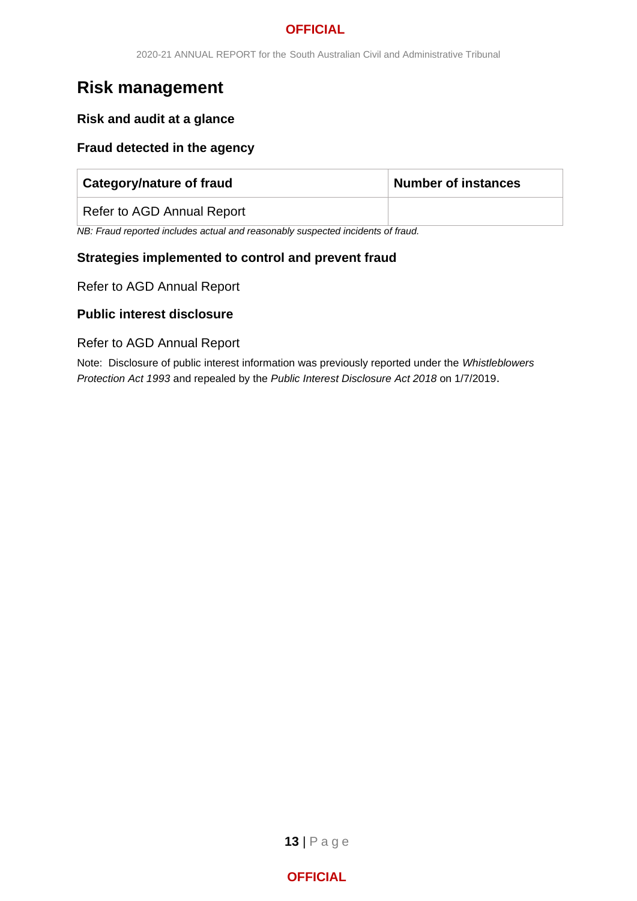# Risk management

### Risk and audit at a glance

### Fraud detected in the agency

| Category/nature of fraud | Number of instances |
| --- | --- |
| Refer to AGD Annual Report | |

*NB: Fraud reported includes actual and reasonably suspected incidents of fraud.*

### Strategies implemented to control and prevent fraud

Refer to AGD Annual Report

### Public interest disclosure

Refer to AGD Annual Report

Note: Disclosure of public interest information was previously reported under the *Whistleblowers Protection Act 1993* and repealed by the *Public Interest Disclosure Act 2018* on 1/7/2019.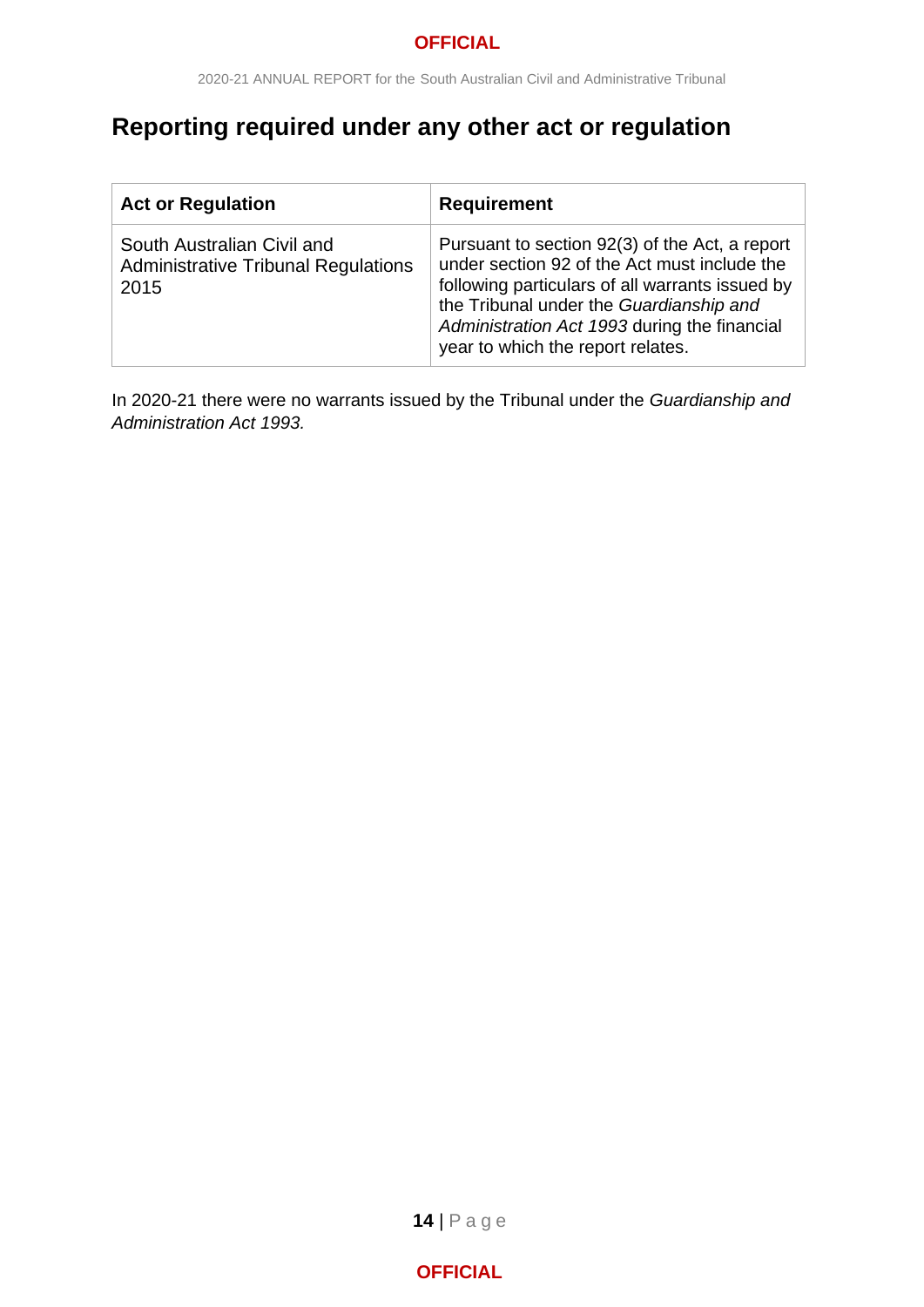## Reporting required under any other act or regulation

| Act or Regulation | Requirement |
| --- | --- |
| South Australian Civil and Administrative Tribunal Regulations 2015 | Pursuant to section 92(3) of the Act, a report under section 92 of the Act must include the following particulars of all warrants issued by the Tribunal under the *Guardianship and Administration Act 1993* during the financial year to which the report relates. |

In 2020-21 there were no warrants issued by the Tribunal under the *Guardianship and Administration Act 1993.*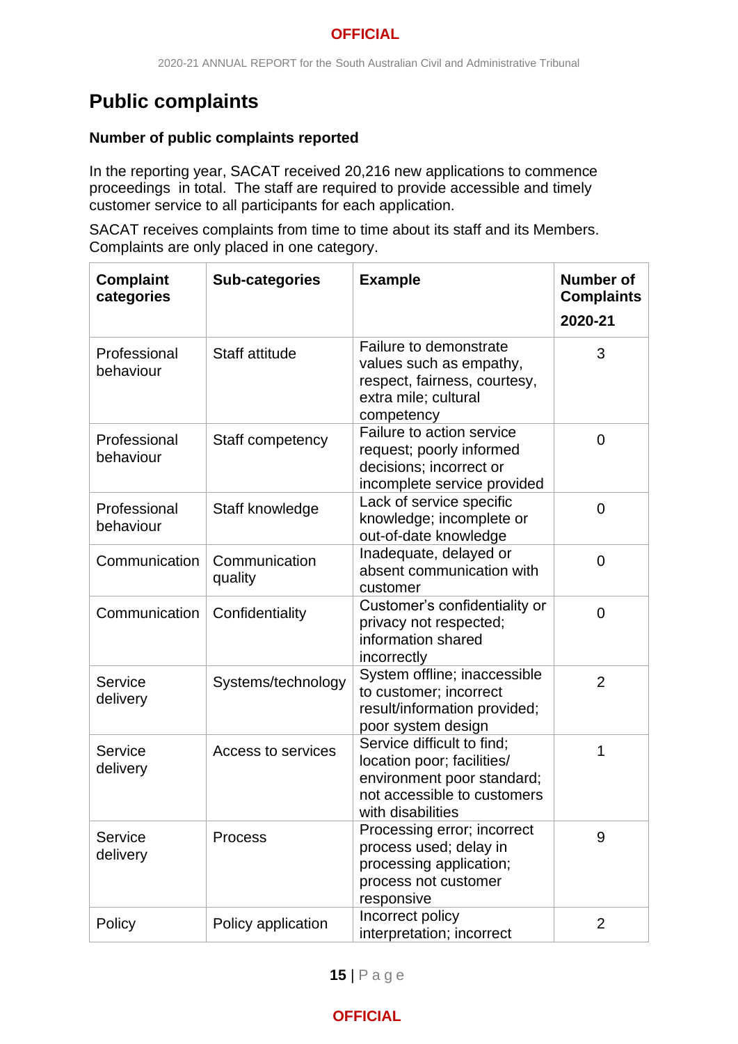## Public complaints

### Number of public complaints reported

In the reporting year, SACAT received 20,216 new applications to commence proceedings in total. The staff are required to provide accessible and timely customer service to all participants for each application.

SACAT receives complaints from time to time about its staff and its Members. Complaints are only placed in one category.

| Complaint categories | Sub-categories | Example | Number of Complaints 2020-21 |
|---|---|---|---|
| Professional behaviour | Staff attitude | Failure to demonstrate values such as empathy, respect, fairness, courtesy, extra mile; cultural competency | 3 |
| Professional behaviour | Staff competency | Failure to action service request; poorly informed decisions; incorrect or incomplete service provided | 0 |
| Professional behaviour | Staff knowledge | Lack of service specific knowledge; incomplete or out-of-date knowledge | 0 |
| Communication | Communication quality | Inadequate, delayed or absent communication with customer | 0 |
| Communication | Confidentiality | Customer's confidentiality or privacy not respected; information shared incorrectly | 0 |
| Service delivery | Systems/technology | System offline; inaccessible to customer; incorrect result/information provided; poor system design | 2 |
| Service delivery | Access to services | Service difficult to find; location poor; facilities/ environment poor standard; not accessible to customers with disabilities | 1 |
| Service delivery | Process | Processing error; incorrect process used; delay in processing application; process not customer responsive | 9 |
| Policy | Policy application | Incorrect policy interpretation; incorrect | 2 |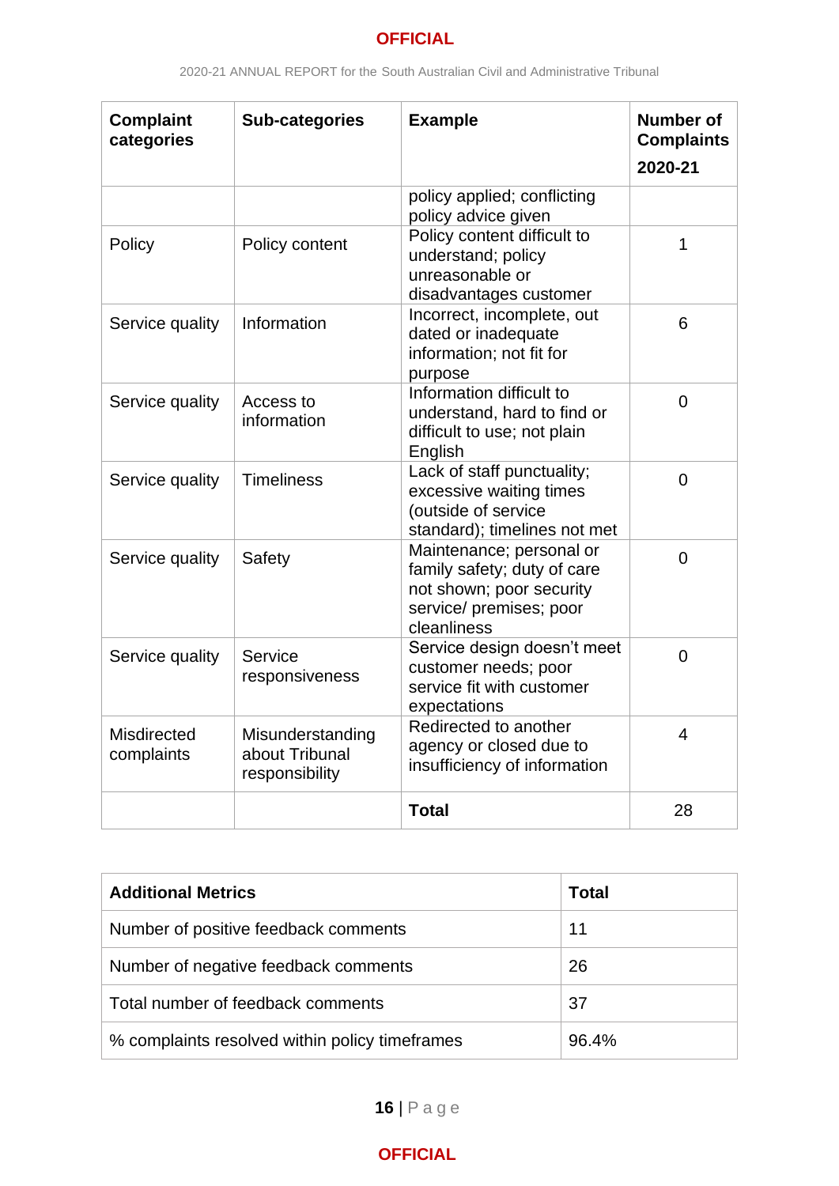| Complaint categories | Sub-categories | Example | Number of Complaints 2020-21 |
|---|---|---|---|
| | | policy applied; conflicting policy advice given | |
| Policy | Policy content | Policy content difficult to understand; policy unreasonable or disadvantages customer | 1 |
| Service quality | Information | Incorrect, incomplete, out dated or inadequate information; not fit for purpose | 6 |
| Service quality | Access to information | Information difficult to understand, hard to find or difficult to use; not plain English | 0 |
| Service quality | Timeliness | Lack of staff punctuality; excessive waiting times (outside of service standard); timelines not met | 0 |
| Service quality | Safety | Maintenance; personal or family safety; duty of care not shown; poor security service/ premises; poor cleanliness | 0 |
| Service quality | Service responsiveness | Service design doesn't meet customer needs; poor service fit with customer expectations | 0 |
| Misdirected complaints | Misunderstanding about Tribunal responsibility | Redirected to another agency or closed due to insufficiency of information | 4 |
| | | **Total** | 28 |

| Additional Metrics | Total |
|---|---|
| Number of positive feedback comments | 11 |
| Number of negative feedback comments | 26 |
| Total number of feedback comments | 37 |
| % complaints resolved within policy timeframes | 96.4% |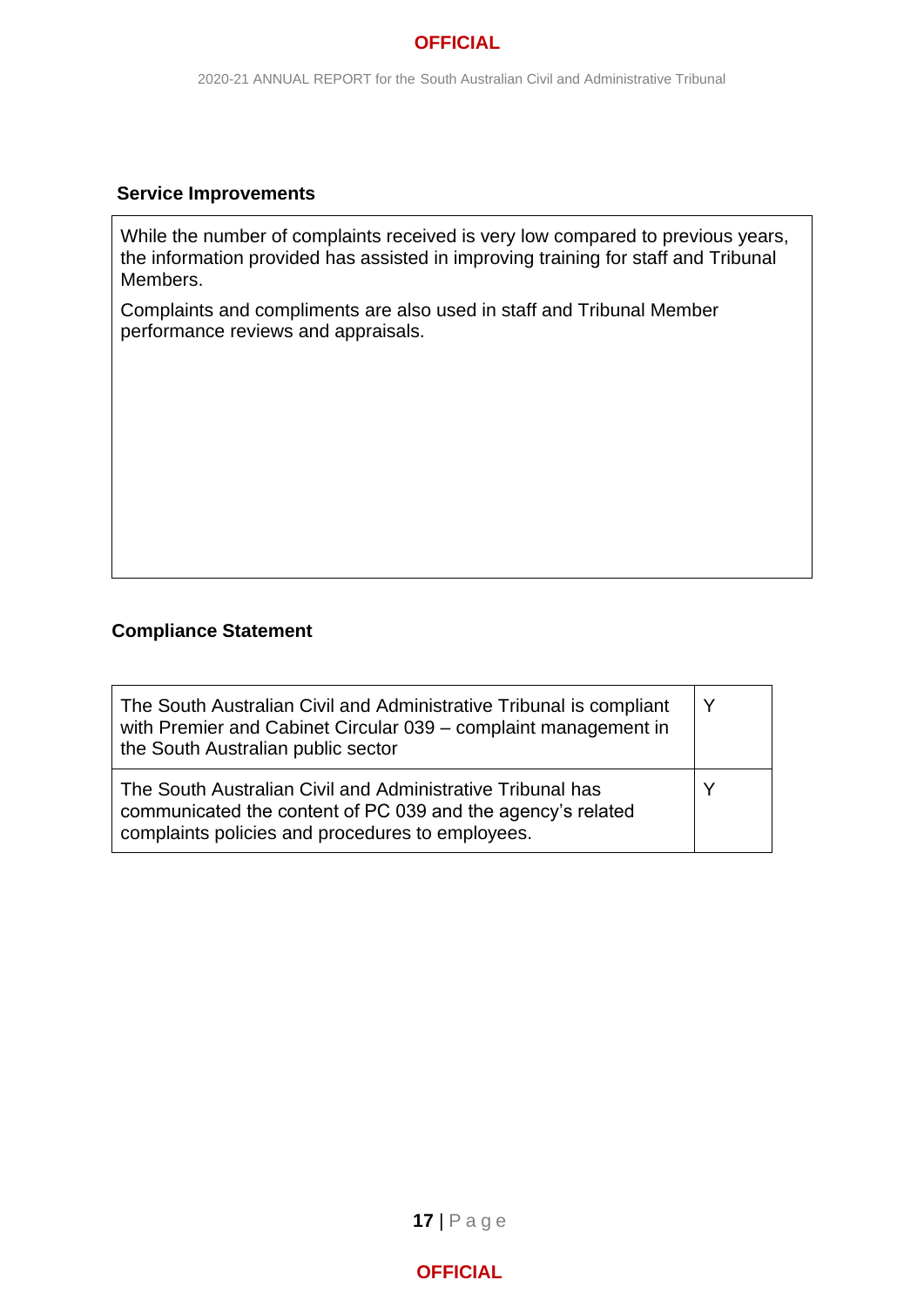### Service Improvements

While the number of complaints received is very low compared to previous years, the information provided has assisted in improving training for staff and Tribunal Members.

Complaints and compliments are also used in staff and Tribunal Member performance reviews and appraisals.

### Compliance Statement

| | |
|---|---|
| The South Australian Civil and Administrative Tribunal is compliant with Premier and Cabinet Circular 039 – complaint management in the South Australian public sector | Y |
| The South Australian Civil and Administrative Tribunal has communicated the content of PC 039 and the agency's related complaints policies and procedures to employees. | Y |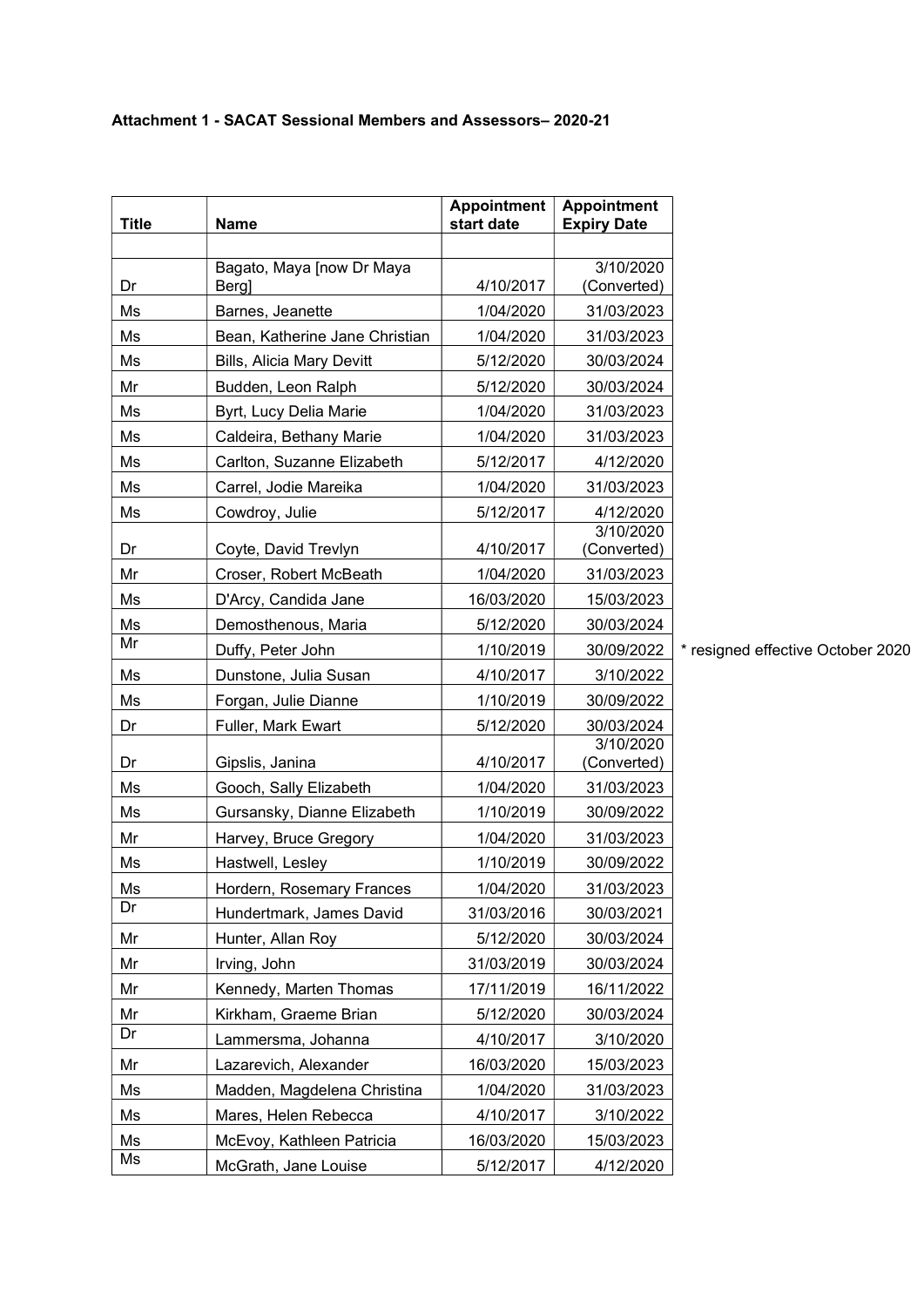**Attachment 1 - SACAT Sessional Members and Assessors– 2020-21**

| Title | Name | Appointment start date | Appointment Expiry Date | |
|---|---|---|---|---|
| | | | | |
| Dr | Bagato, Maya [now Dr Maya Berg] | 4/10/2017 | 3/10/2020 (Converted) | |
| Ms | Barnes, Jeanette | 1/04/2020 | 31/03/2023 | |
| Ms | Bean, Katherine Jane Christian | 1/04/2020 | 31/03/2023 | |
| Ms | Bills, Alicia Mary Devitt | 5/12/2020 | 30/03/2024 | |
| Mr | Budden, Leon Ralph | 5/12/2020 | 30/03/2024 | |
| Ms | Byrt, Lucy Delia Marie | 1/04/2020 | 31/03/2023 | |
| Ms | Caldeira, Bethany Marie | 1/04/2020 | 31/03/2023 | |
| Ms | Carlton, Suzanne Elizabeth | 5/12/2017 | 4/12/2020 | |
| Ms | Carrel, Jodie Mareika | 1/04/2020 | 31/03/2023 | |
| Ms | Cowdroy, Julie | 5/12/2017 | 4/12/2020 | |
| Dr | Coyte, David Trevlyn | 4/10/2017 | 3/10/2020 (Converted) | |
| Mr | Croser, Robert McBeath | 1/04/2020 | 31/03/2023 | |
| Ms | D'Arcy, Candida Jane | 16/03/2020 | 15/03/2023 | |
| Ms | Demosthenous, Maria | 5/12/2020 | 30/03/2024 | |
| Mr | Duffy, Peter John | 1/10/2019 | 30/09/2022 | * resigned effective October 2020 |
| Ms | Dunstone, Julia Susan | 4/10/2017 | 3/10/2022 | |
| Ms | Forgan, Julie Dianne | 1/10/2019 | 30/09/2022 | |
| Dr | Fuller, Mark Ewart | 5/12/2020 | 30/03/2024 | |
| Dr | Gipslis, Janina | 4/10/2017 | 3/10/2020 (Converted) | |
| Ms | Gooch, Sally Elizabeth | 1/04/2020 | 31/03/2023 | |
| Ms | Gursansky, Dianne Elizabeth | 1/10/2019 | 30/09/2022 | |
| Mr | Harvey, Bruce Gregory | 1/04/2020 | 31/03/2023 | |
| Ms | Hastwell, Lesley | 1/10/2019 | 30/09/2022 | |
| Ms | Hordern, Rosemary Frances | 1/04/2020 | 31/03/2023 | |
| Dr | Hundertmark, James David | 31/03/2016 | 30/03/2021 | |
| Mr | Hunter, Allan Roy | 5/12/2020 | 30/03/2024 | |
| Mr | Irving, John | 31/03/2019 | 30/03/2024 | |
| Mr | Kennedy, Marten Thomas | 17/11/2019 | 16/11/2022 | |
| Mr | Kirkham, Graeme Brian | 5/12/2020 | 30/03/2024 | |
| Dr | Lammersma, Johanna | 4/10/2017 | 3/10/2020 | |
| Mr | Lazarevich, Alexander | 16/03/2020 | 15/03/2023 | |
| Ms | Madden, Magdelena Christina | 1/04/2020 | 31/03/2023 | |
| Ms | Mares, Helen Rebecca | 4/10/2017 | 3/10/2022 | |
| Ms | McEvoy, Kathleen Patricia | 16/03/2020 | 15/03/2023 | |
| Ms | McGrath, Jane Louise | 5/12/2017 | 4/12/2020 | |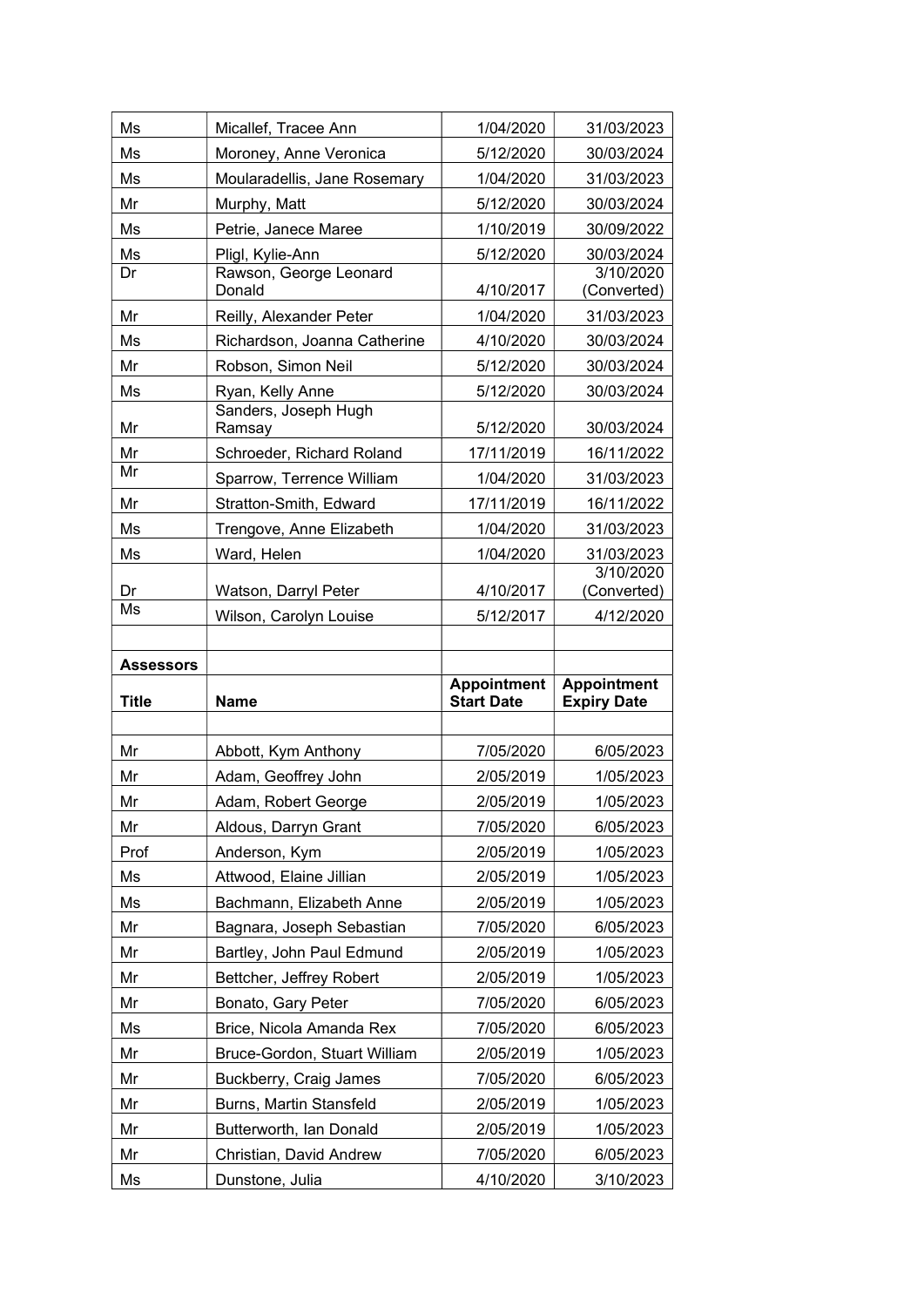| Ms | Micallef, Tracee Ann | 1/04/2020 | 31/03/2023 |
|---|---|---|---|
| Ms | Moroney, Anne Veronica | 5/12/2020 | 30/03/2024 |
| Ms | Mouladellis, Jane Rosemary | 1/04/2020 | 31/03/2023 |
| Mr | Murphy, Matt | 5/12/2020 | 30/03/2024 |
| Ms | Petrie, Janece Maree | 1/10/2019 | 30/09/2022 |
| Ms | Pligl, Kylie-Ann | 5/12/2020 | 30/03/2024 |
| Dr | Rawson, George Leonard Donald | 4/10/2017 | 3/10/2020 (Converted) |
| Mr | Reilly, Alexander Peter | 1/04/2020 | 31/03/2023 |
| Ms | Richardson, Joanna Catherine | 4/10/2020 | 30/03/2024 |
| Mr | Robson, Simon Neil | 5/12/2020 | 30/03/2024 |
| Ms | Ryan, Kelly Anne | 5/12/2020 | 30/03/2024 |
| Mr | Sanders, Joseph Hugh Ramsay | 5/12/2020 | 30/03/2024 |
| Mr | Schroeder, Richard Roland | 17/11/2019 | 16/11/2022 |
| Mr | Sparrow, Terrence William | 1/04/2020 | 31/03/2023 |
| Mr | Stratton-Smith, Edward | 17/11/2019 | 16/11/2022 |
| Ms | Trengove, Anne Elizabeth | 1/04/2020 | 31/03/2023 |
| Ms | Ward, Helen | 1/04/2020 | 31/03/2023 |
| Dr | Watson, Darryl Peter | 4/10/2017 | 3/10/2020 (Converted) |
| Ms | Wilson, Carolyn Louise | 5/12/2017 | 4/12/2020 |
| | | | |
| **Assessors** | | | |
| **Title** | **Name** | **Appointment Start Date** | **Appointment Expiry Date** |
| | | | |
| Mr | Abbott, Kym Anthony | 7/05/2020 | 6/05/2023 |
| Mr | Adam, Geoffrey John | 2/05/2019 | 1/05/2023 |
| Mr | Adam, Robert George | 2/05/2019 | 1/05/2023 |
| Mr | Aldous, Darryn Grant | 7/05/2020 | 6/05/2023 |
| Prof | Anderson, Kym | 2/05/2019 | 1/05/2023 |
| Ms | Attwood, Elaine Jillian | 2/05/2019 | 1/05/2023 |
| Ms | Bachmann, Elizabeth Anne | 2/05/2019 | 1/05/2023 |
| Mr | Bagnara, Joseph Sebastian | 7/05/2020 | 6/05/2023 |
| Mr | Bartley, John Paul Edmund | 2/05/2019 | 1/05/2023 |
| Mr | Bettcher, Jeffrey Robert | 2/05/2019 | 1/05/2023 |
| Mr | Bonato, Gary Peter | 7/05/2020 | 6/05/2023 |
| Ms | Brice, Nicola Amanda Rex | 7/05/2020 | 6/05/2023 |
| Mr | Bruce-Gordon, Stuart William | 2/05/2019 | 1/05/2023 |
| Mr | Buckberry, Craig James | 7/05/2020 | 6/05/2023 |
| Mr | Burns, Martin Stansfeld | 2/05/2019 | 1/05/2023 |
| Mr | Butterworth, Ian Donald | 2/05/2019 | 1/05/2023 |
| Mr | Christian, David Andrew | 7/05/2020 | 6/05/2023 |
| Ms | Dunstone, Julia | 4/10/2020 | 3/10/2023 |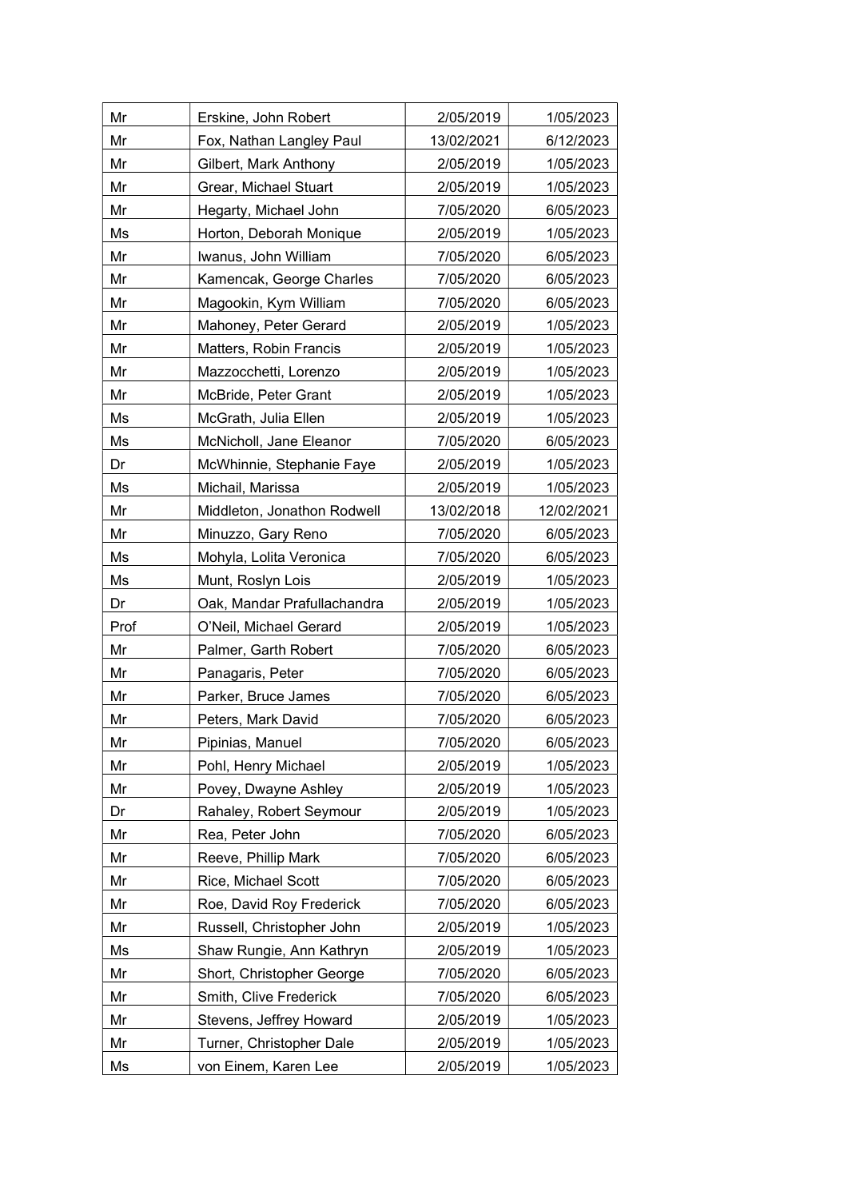| | | | |
|---|---|---|---|
| Mr | Erskine, John Robert | 2/05/2019 | 1/05/2023 |
| Mr | Fox, Nathan Langley Paul | 13/02/2021 | 6/12/2023 |
| Mr | Gilbert, Mark Anthony | 2/05/2019 | 1/05/2023 |
| Mr | Grear, Michael Stuart | 2/05/2019 | 1/05/2023 |
| Mr | Hegarty, Michael John | 7/05/2020 | 6/05/2023 |
| Ms | Horton, Deborah Monique | 2/05/2019 | 1/05/2023 |
| Mr | Iwanus, John William | 7/05/2020 | 6/05/2023 |
| Mr | Kamencak, George Charles | 7/05/2020 | 6/05/2023 |
| Mr | Magookin, Kym William | 7/05/2020 | 6/05/2023 |
| Mr | Mahoney, Peter Gerard | 2/05/2019 | 1/05/2023 |
| Mr | Matters, Robin Francis | 2/05/2019 | 1/05/2023 |
| Mr | Mazzocchetti, Lorenzo | 2/05/2019 | 1/05/2023 |
| Mr | McBride, Peter Grant | 2/05/2019 | 1/05/2023 |
| Ms | McGrath, Julia Ellen | 2/05/2019 | 1/05/2023 |
| Ms | McNicholl, Jane Eleanor | 7/05/2020 | 6/05/2023 |
| Dr | McWhinnie, Stephanie Faye | 2/05/2019 | 1/05/2023 |
| Ms | Michail, Marissa | 2/05/2019 | 1/05/2023 |
| Mr | Middleton, Jonathon Rodwell | 13/02/2018 | 12/02/2021 |
| Mr | Minuzzo, Gary Reno | 7/05/2020 | 6/05/2023 |
| Ms | Mohyla, Lolita Veronica | 7/05/2020 | 6/05/2023 |
| Ms | Munt, Roslyn Lois | 2/05/2019 | 1/05/2023 |
| Dr | Oak, Mandar Prafullachandra | 2/05/2019 | 1/05/2023 |
| Prof | O'Neil, Michael Gerard | 2/05/2019 | 1/05/2023 |
| Mr | Palmer, Garth Robert | 7/05/2020 | 6/05/2023 |
| Mr | Panagaris, Peter | 7/05/2020 | 6/05/2023 |
| Mr | Parker, Bruce James | 7/05/2020 | 6/05/2023 |
| Mr | Peters, Mark David | 7/05/2020 | 6/05/2023 |
| Mr | Pipinias, Manuel | 7/05/2020 | 6/05/2023 |
| Mr | Pohl, Henry Michael | 2/05/2019 | 1/05/2023 |
| Mr | Povey, Dwayne Ashley | 2/05/2019 | 1/05/2023 |
| Dr | Rahaley, Robert Seymour | 2/05/2019 | 1/05/2023 |
| Mr | Rea, Peter John | 7/05/2020 | 6/05/2023 |
| Mr | Reeve, Phillip Mark | 7/05/2020 | 6/05/2023 |
| Mr | Rice, Michael Scott | 7/05/2020 | 6/05/2023 |
| Mr | Roe, David Roy Frederick | 7/05/2020 | 6/05/2023 |
| Mr | Russell, Christopher John | 2/05/2019 | 1/05/2023 |
| Ms | Shaw Rungie, Ann Kathryn | 2/05/2019 | 1/05/2023 |
| Mr | Short, Christopher George | 7/05/2020 | 6/05/2023 |
| Mr | Smith, Clive Frederick | 7/05/2020 | 6/05/2023 |
| Mr | Stevens, Jeffrey Howard | 2/05/2019 | 1/05/2023 |
| Mr | Turner, Christopher Dale | 2/05/2019 | 1/05/2023 |
| Ms | von Einem, Karen Lee | 2/05/2019 | 1/05/2023 |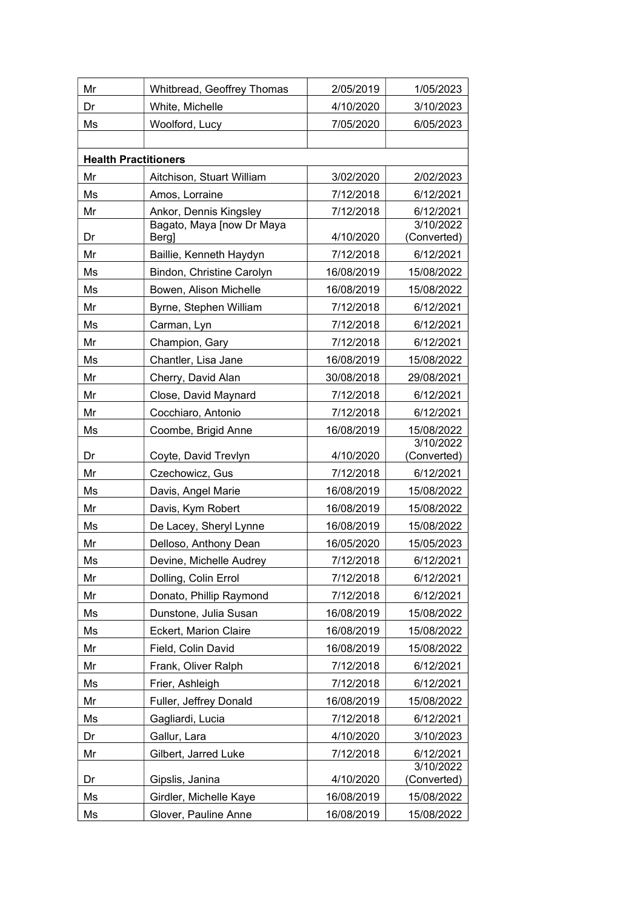| | | | |
|---|---|---|---|
| Mr | Whitbread, Geoffrey Thomas | 2/05/2019 | 1/05/2023 |
| Dr | White, Michelle | 4/10/2020 | 3/10/2023 |
| Ms | Woolford, Lucy | 7/05/2020 | 6/05/2023 |
| | | | |
| **Health Practitioners** | | | |
| Mr | Aitchison, Stuart William | 3/02/2020 | 2/02/2023 |
| Ms | Amos, Lorraine | 7/12/2018 | 6/12/2021 |
| Mr | Ankor, Dennis Kingsley | 7/12/2018 | 6/12/2021 |
| Dr | Bagato, Maya [now Dr Maya Berg] | 4/10/2020 | 3/10/2022 (Converted) |
| Mr | Baillie, Kenneth Haydyn | 7/12/2018 | 6/12/2021 |
| Ms | Bindon, Christine Carolyn | 16/08/2019 | 15/08/2022 |
| Ms | Bowen, Alison Michelle | 16/08/2019 | 15/08/2022 |
| Mr | Byrne, Stephen William | 7/12/2018 | 6/12/2021 |
| Ms | Carman, Lyn | 7/12/2018 | 6/12/2021 |
| Mr | Champion, Gary | 7/12/2018 | 6/12/2021 |
| Ms | Chantler, Lisa Jane | 16/08/2019 | 15/08/2022 |
| Mr | Cherry, David Alan | 30/08/2018 | 29/08/2021 |
| Mr | Close, David Maynard | 7/12/2018 | 6/12/2021 |
| Mr | Cocchiaro, Antonio | 7/12/2018 | 6/12/2021 |
| Ms | Coombe, Brigid Anne | 16/08/2019 | 15/08/2022 |
| Dr | Coyte, David Trevlyn | 4/10/2020 | 3/10/2022 (Converted) |
| Mr | Czechowicz, Gus | 7/12/2018 | 6/12/2021 |
| Ms | Davis, Angel Marie | 16/08/2019 | 15/08/2022 |
| Mr | Davis, Kym Robert | 16/08/2019 | 15/08/2022 |
| Ms | De Lacey, Sheryl Lynne | 16/08/2019 | 15/08/2022 |
| Mr | Delloso, Anthony Dean | 16/05/2020 | 15/05/2023 |
| Ms | Devine, Michelle Audrey | 7/12/2018 | 6/12/2021 |
| Mr | Dolling, Colin Errol | 7/12/2018 | 6/12/2021 |
| Mr | Donato, Phillip Raymond | 7/12/2018 | 6/12/2021 |
| Ms | Dunstone, Julia Susan | 16/08/2019 | 15/08/2022 |
| Ms | Eckert, Marion Claire | 16/08/2019 | 15/08/2022 |
| Mr | Field, Colin David | 16/08/2019 | 15/08/2022 |
| Mr | Frank, Oliver Ralph | 7/12/2018 | 6/12/2021 |
| Ms | Frier, Ashleigh | 7/12/2018 | 6/12/2021 |
| Mr | Fuller, Jeffrey Donald | 16/08/2019 | 15/08/2022 |
| Ms | Gagliardi, Lucia | 7/12/2018 | 6/12/2021 |
| Dr | Gallur, Lara | 4/10/2020 | 3/10/2023 |
| Mr | Gilbert, Jarred Luke | 7/12/2018 | 6/12/2021 |
| Dr | Gipslis, Janina | 4/10/2020 | 3/10/2022 (Converted) |
| Ms | Girdler, Michelle Kaye | 16/08/2019 | 15/08/2022 |
| Ms | Glover, Pauline Anne | 16/08/2019 | 15/08/2022 |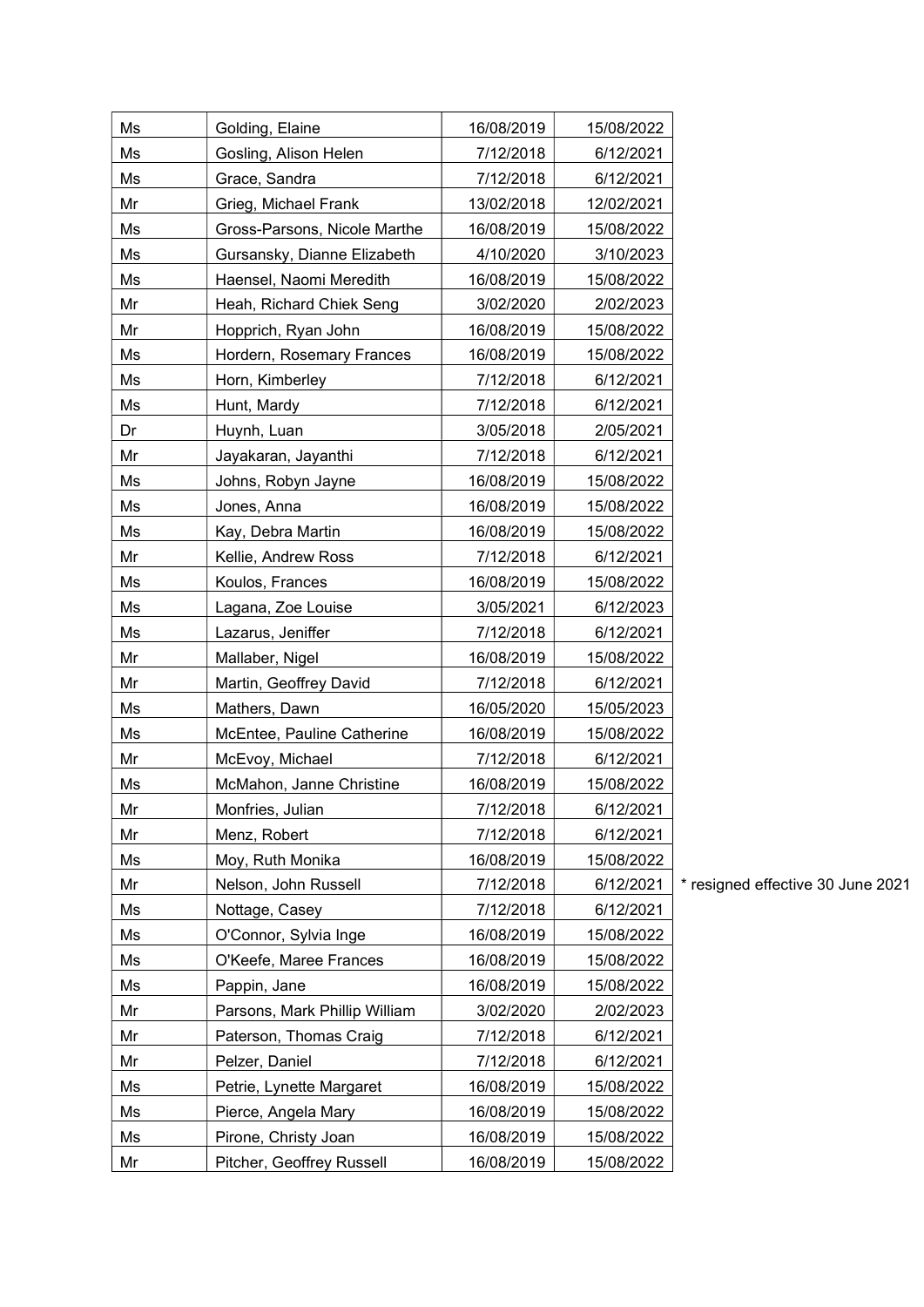| | | | | |
|---|---|---|---|---|
| Ms | Golding, Elaine | 16/08/2019 | 15/08/2022 | |
| Ms | Gosling, Alison Helen | 7/12/2018 | 6/12/2021 | |
| Ms | Grace, Sandra | 7/12/2018 | 6/12/2021 | |
| Mr | Grieg, Michael Frank | 13/02/2018 | 12/02/2021 | |
| Ms | Gross-Parsons, Nicole Marthe | 16/08/2019 | 15/08/2022 | |
| Ms | Gursansky, Dianne Elizabeth | 4/10/2020 | 3/10/2023 | |
| Ms | Haensel, Naomi Meredith | 16/08/2019 | 15/08/2022 | |
| Mr | Heah, Richard Chiek Seng | 3/02/2020 | 2/02/2023 | |
| Mr | Hopprich, Ryan John | 16/08/2019 | 15/08/2022 | |
| Ms | Hordern, Rosemary Frances | 16/08/2019 | 15/08/2022 | |
| Ms | Horn, Kimberley | 7/12/2018 | 6/12/2021 | |
| Ms | Hunt, Mardy | 7/12/2018 | 6/12/2021 | |
| Dr | Huynh, Luan | 3/05/2018 | 2/05/2021 | |
| Mr | Jayakaran, Jayanthi | 7/12/2018 | 6/12/2021 | |
| Ms | Johns, Robyn Jayne | 16/08/2019 | 15/08/2022 | |
| Ms | Jones, Anna | 16/08/2019 | 15/08/2022 | |
| Ms | Kay, Debra Martin | 16/08/2019 | 15/08/2022 | |
| Mr | Kellie, Andrew Ross | 7/12/2018 | 6/12/2021 | |
| Ms | Koulos, Frances | 16/08/2019 | 15/08/2022 | |
| Ms | Lagana, Zoe Louise | 3/05/2021 | 6/12/2023 | |
| Ms | Lazarus, Jeniffer | 7/12/2018 | 6/12/2021 | |
| Mr | Mallaber, Nigel | 16/08/2019 | 15/08/2022 | |
| Mr | Martin, Geoffrey David | 7/12/2018 | 6/12/2021 | |
| Ms | Mathers, Dawn | 16/05/2020 | 15/05/2023 | |
| Ms | McEntee, Pauline Catherine | 16/08/2019 | 15/08/2022 | |
| Mr | McEvoy, Michael | 7/12/2018 | 6/12/2021 | |
| Ms | McMahon, Janne Christine | 16/08/2019 | 15/08/2022 | |
| Mr | Monfries, Julian | 7/12/2018 | 6/12/2021 | |
| Mr | Menz, Robert | 7/12/2018 | 6/12/2021 | |
| Ms | Moy, Ruth Monika | 16/08/2019 | 15/08/2022 | |
| Mr | Nelson, John Russell | 7/12/2018 | 6/12/2021 | * resigned effective 30 June 2021 |
| Ms | Nottage, Casey | 7/12/2018 | 6/12/2021 | |
| Ms | O'Connor, Sylvia Inge | 16/08/2019 | 15/08/2022 | |
| Ms | O'Keefe, Maree Frances | 16/08/2019 | 15/08/2022 | |
| Ms | Pappin, Jane | 16/08/2019 | 15/08/2022 | |
| Mr | Parsons, Mark Phillip William | 3/02/2020 | 2/02/2023 | |
| Mr | Paterson, Thomas Craig | 7/12/2018 | 6/12/2021 | |
| Mr | Pelzer, Daniel | 7/12/2018 | 6/12/2021 | |
| Ms | Petrie, Lynette Margaret | 16/08/2019 | 15/08/2022 | |
| Ms | Pierce, Angela Mary | 16/08/2019 | 15/08/2022 | |
| Ms | Pirone, Christy Joan | 16/08/2019 | 15/08/2022 | |
| Mr | Pitcher, Geoffrey Russell | 16/08/2019 | 15/08/2022 | |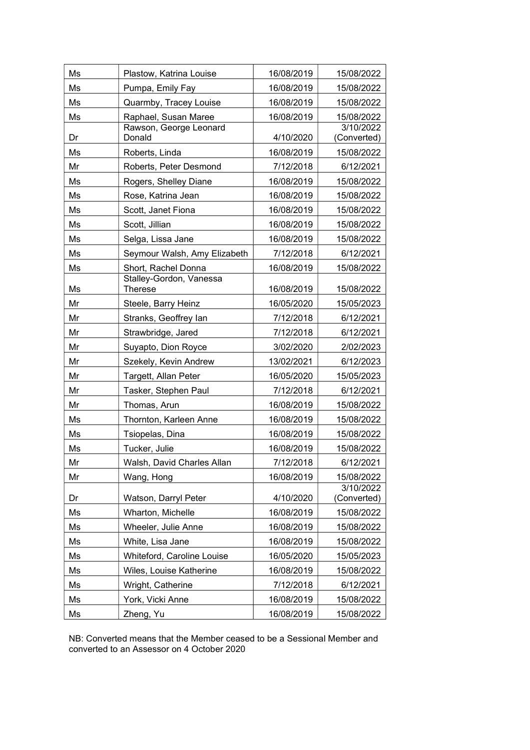| | | | |
|---|---|---|---|
| Ms | Plastow, Katrina Louise | 16/08/2019 | 15/08/2022 |
| Ms | Pumpa, Emily Fay | 16/08/2019 | 15/08/2022 |
| Ms | Quarmby, Tracey Louise | 16/08/2019 | 15/08/2022 |
| Ms | Raphael, Susan Maree | 16/08/2019 | 15/08/2022 |
| Dr | Rawson, George Leonard Donald | 4/10/2020 | 3/10/2022 (Converted) |
| Ms | Roberts, Linda | 16/08/2019 | 15/08/2022 |
| Mr | Roberts, Peter Desmond | 7/12/2018 | 6/12/2021 |
| Ms | Rogers, Shelley Diane | 16/08/2019 | 15/08/2022 |
| Ms | Rose, Katrina Jean | 16/08/2019 | 15/08/2022 |
| Ms | Scott, Janet Fiona | 16/08/2019 | 15/08/2022 |
| Ms | Scott, Jillian | 16/08/2019 | 15/08/2022 |
| Ms | Selga, Lissa Jane | 16/08/2019 | 15/08/2022 |
| Ms | Seymour Walsh, Amy Elizabeth | 7/12/2018 | 6/12/2021 |
| Ms | Short, Rachel Donna | 16/08/2019 | 15/08/2022 |
| Ms | Stalley-Gordon, Vanessa Therese | 16/08/2019 | 15/08/2022 |
| Mr | Steele, Barry Heinz | 16/05/2020 | 15/05/2023 |
| Mr | Stranks, Geoffrey Ian | 7/12/2018 | 6/12/2021 |
| Mr | Strawbridge, Jared | 7/12/2018 | 6/12/2021 |
| Mr | Suyapto, Dion Royce | 3/02/2020 | 2/02/2023 |
| Mr | Szekely, Kevin Andrew | 13/02/2021 | 6/12/2023 |
| Mr | Targett, Allan Peter | 16/05/2020 | 15/05/2023 |
| Mr | Tasker, Stephen Paul | 7/12/2018 | 6/12/2021 |
| Mr | Thomas, Arun | 16/08/2019 | 15/08/2022 |
| Ms | Thornton, Karleen Anne | 16/08/2019 | 15/08/2022 |
| Ms | Tsiopelas, Dina | 16/08/2019 | 15/08/2022 |
| Ms | Tucker, Julie | 16/08/2019 | 15/08/2022 |
| Mr | Walsh, David Charles Allan | 7/12/2018 | 6/12/2021 |
| Mr | Wang, Hong | 16/08/2019 | 15/08/2022 |
| Dr | Watson, Darryl Peter | 4/10/2020 | 3/10/2022 (Converted) |
| Ms | Wharton, Michelle | 16/08/2019 | 15/08/2022 |
| Ms | Wheeler, Julie Anne | 16/08/2019 | 15/08/2022 |
| Ms | White, Lisa Jane | 16/08/2019 | 15/08/2022 |
| Ms | Whiteford, Caroline Louise | 16/05/2020 | 15/05/2023 |
| Ms | Wiles, Louise Katherine | 16/08/2019 | 15/08/2022 |
| Ms | Wright, Catherine | 7/12/2018 | 6/12/2021 |
| Ms | York, Vicki Anne | 16/08/2019 | 15/08/2022 |
| Ms | Zheng, Yu | 16/08/2019 | 15/08/2022 |

NB: Converted means that the Member ceased to be a Sessional Member and converted to an Assessor on 4 October 2020